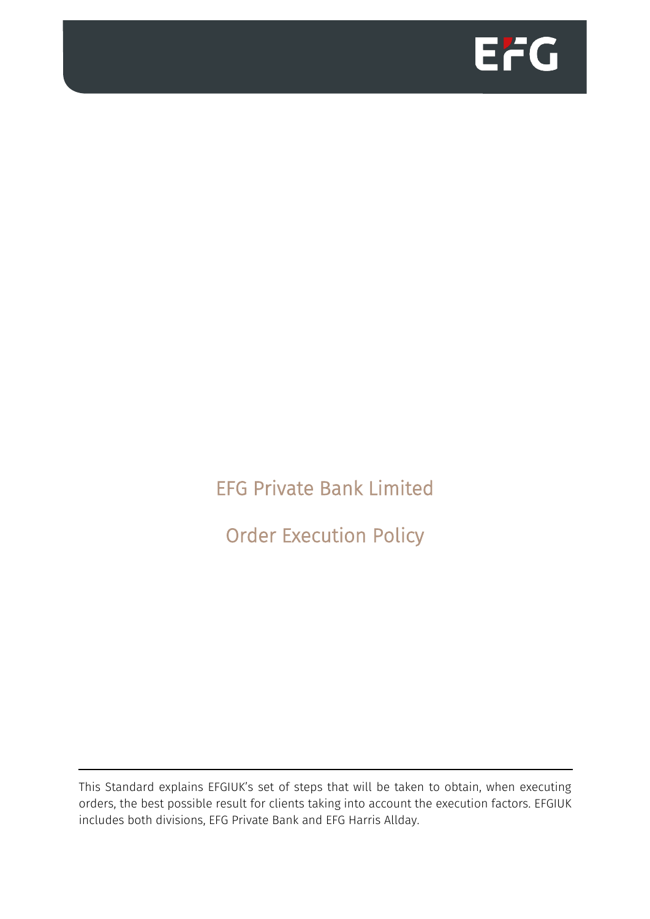# EFG Private Bank Limited

# Order Execution Policy

---

This Standard explains EFGIUK's set of steps that will be taken to obtain, when executing orders, the best possible result for clients taking into account the execution factors. EFGIUK includes both divisions, EFG Private Bank and EFG Harris Allday.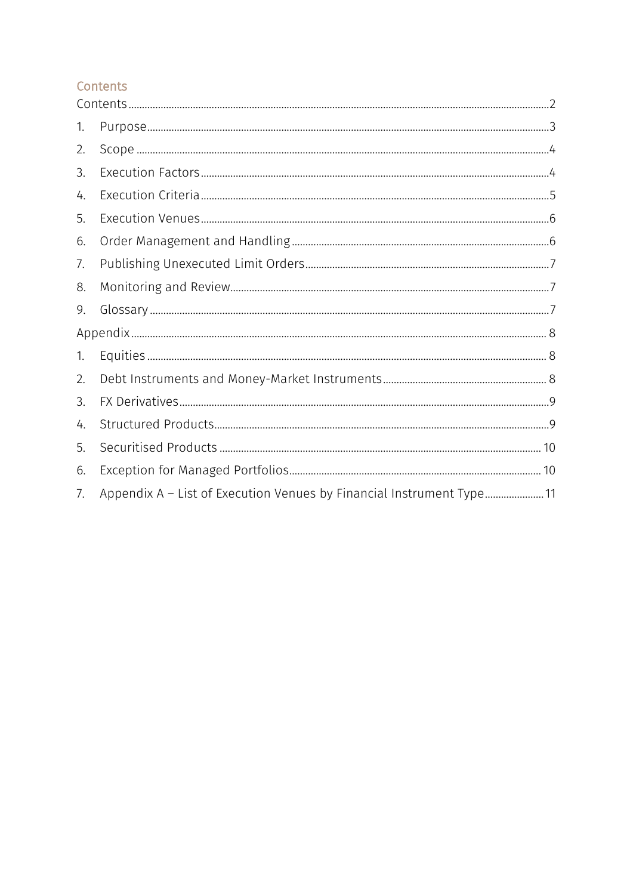# Contents

Contents ..... 2

1. Purpose ..... 3
2. Scope ..... 4
3. Execution Factors ..... 4
4. Execution Criteria ..... 5
5. Execution Venues ..... 6
6. Order Management and Handling ..... 6
7. Publishing Unexecuted Limit Orders ..... 7
8. Monitoring and Review ..... 7
9. Glossary ..... 7

Appendix ..... 8

1. Equities ..... 8
2. Debt Instruments and Money-Market Instruments ..... 8
3. FX Derivatives ..... 9
4. Structured Products ..... 9
5. Securitised Products ..... 10
6. Exception for Managed Portfolios ..... 10
7. Appendix A – List of Execution Venues by Financial Instrument Type ..... 11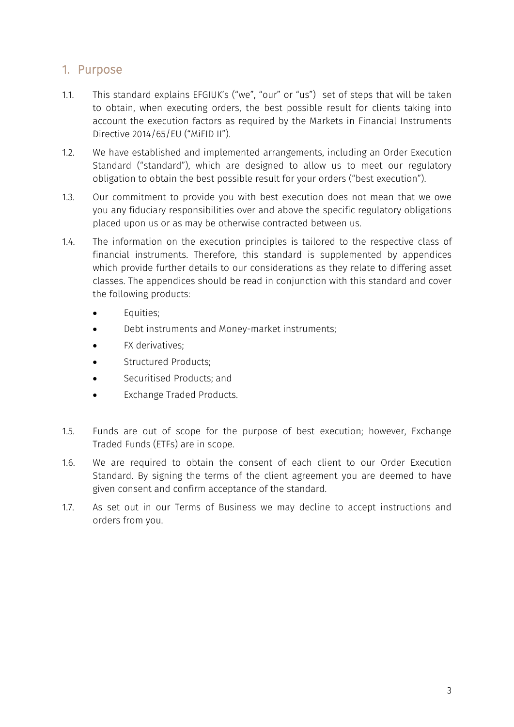## 1. Purpose

1.1. This standard explains EFGIUK's ("we", "our" or "us") set of steps that will be taken to obtain, when executing orders, the best possible result for clients taking into account the execution factors as required by the Markets in Financial Instruments Directive 2014/65/EU ("MiFID II").

1.2. We have established and implemented arrangements, including an Order Execution Standard ("standard"), which are designed to allow us to meet our regulatory obligation to obtain the best possible result for your orders ("best execution").

1.3. Our commitment to provide you with best execution does not mean that we owe you any fiduciary responsibilities over and above the specific regulatory obligations placed upon us or as may be otherwise contracted between us.

1.4. The information on the execution principles is tailored to the respective class of financial instruments. Therefore, this standard is supplemented by appendices which provide further details to our considerations as they relate to differing asset classes. The appendices should be read in conjunction with this standard and cover the following products:

- Equities;
- Debt instruments and Money-market instruments;
- FX derivatives;
- Structured Products;
- Securitised Products; and
- Exchange Traded Products.

1.5. Funds are out of scope for the purpose of best execution; however, Exchange Traded Funds (ETFs) are in scope.

1.6. We are required to obtain the consent of each client to our Order Execution Standard. By signing the terms of the client agreement you are deemed to have given consent and confirm acceptance of the standard.

1.7. As set out in our Terms of Business we may decline to accept instructions and orders from you.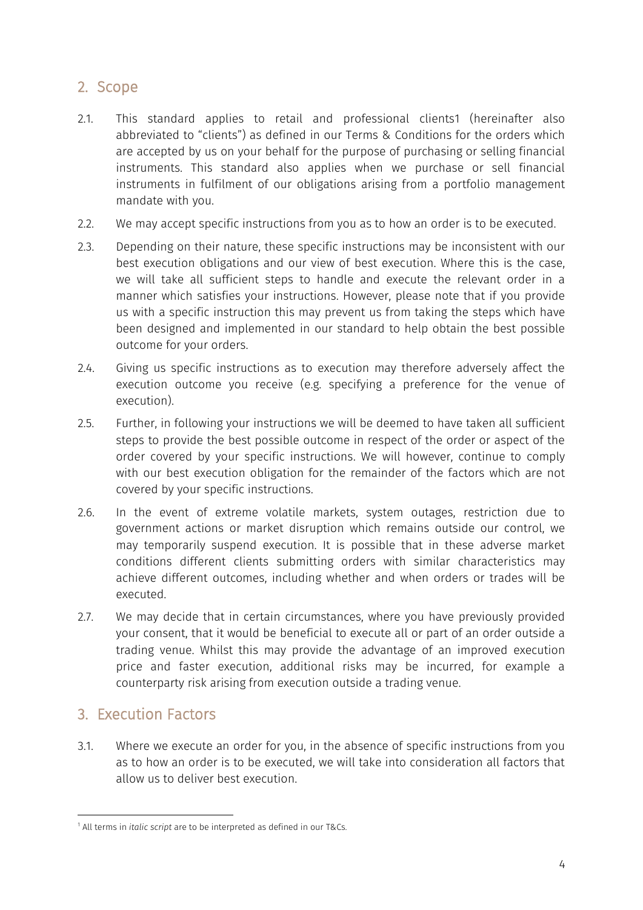## 2. Scope

2.1. This standard applies to retail and professional clients[1] (hereinafter also abbreviated to "clients") as defined in our Terms & Conditions for the orders which are accepted by us on your behalf for the purpose of purchasing or selling financial instruments. This standard also applies when we purchase or sell financial instruments in fulfilment of our obligations arising from a portfolio management mandate with you.

2.2. We may accept specific instructions from you as to how an order is to be executed.

2.3. Depending on their nature, these specific instructions may be inconsistent with our best execution obligations and our view of best execution. Where this is the case, we will take all sufficient steps to handle and execute the relevant order in a manner which satisfies your instructions. However, please note that if you provide us with a specific instruction this may prevent us from taking the steps which have been designed and implemented in our standard to help obtain the best possible outcome for your orders.

2.4. Giving us specific instructions as to execution may therefore adversely affect the execution outcome you receive (e.g. specifying a preference for the venue of execution).

2.5. Further, in following your instructions we will be deemed to have taken all sufficient steps to provide the best possible outcome in respect of the order or aspect of the order covered by your specific instructions. We will however, continue to comply with our best execution obligation for the remainder of the factors which are not covered by your specific instructions.

2.6. In the event of extreme volatile markets, system outages, restriction due to government actions or market disruption which remains outside our control, we may temporarily suspend execution. It is possible that in these adverse market conditions different clients submitting orders with similar characteristics may achieve different outcomes, including whether and when orders or trades will be executed.

2.7. We may decide that in certain circumstances, where you have previously provided your consent, that it would be beneficial to execute all or part of an order outside a trading venue. Whilst this may provide the advantage of an improved execution price and faster execution, additional risks may be incurred, for example a counterparty risk arising from execution outside a trading venue.

## 3. Execution Factors

3.1. Where we execute an order for you, in the absence of specific instructions from you as to how an order is to be executed, we will take into consideration all factors that allow us to deliver best execution.

[1] All terms in *italic script* are to be interpreted as defined in our T&Cs.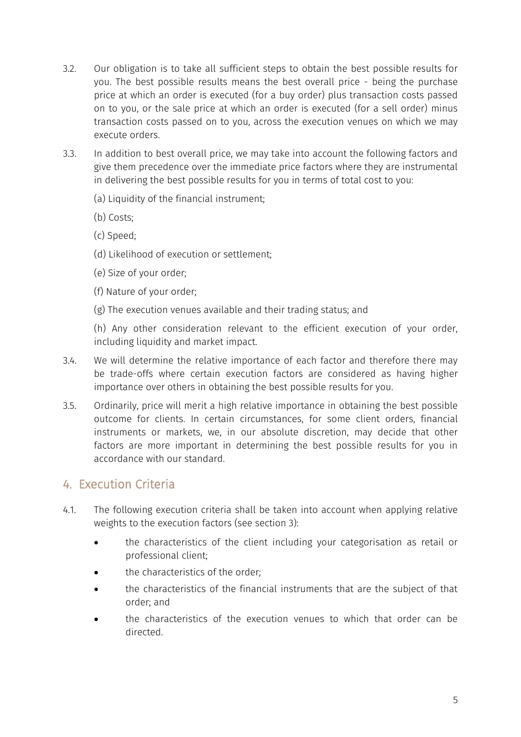3.2. Our obligation is to take all sufficient steps to obtain the best possible results for you. The best possible results means the best overall price - being the purchase price at which an order is executed (for a buy order) plus transaction costs passed on to you, or the sale price at which an order is executed (for a sell order) minus transaction costs passed on to you, across the execution venues on which we may execute orders.

3.3. In addition to best overall price, we may take into account the following factors and give them precedence over the immediate price factors where they are instrumental in delivering the best possible results for you in terms of total cost to you:

(a) Liquidity of the financial instrument;

(b) Costs;

(c) Speed;

(d) Likelihood of execution or settlement;

(e) Size of your order;

(f) Nature of your order;

(g) The execution venues available and their trading status; and

(h) Any other consideration relevant to the efficient execution of your order, including liquidity and market impact.

3.4. We will determine the relative importance of each factor and therefore there may be trade-offs where certain execution factors are considered as having higher importance over others in obtaining the best possible results for you.

3.5. Ordinarily, price will merit a high relative importance in obtaining the best possible outcome for clients. In certain circumstances, for some client orders, financial instruments or markets, we, in our absolute discretion, may decide that other factors are more important in determining the best possible results for you in accordance with our standard.

## 4. Execution Criteria

4.1. The following execution criteria shall be taken into account when applying relative weights to the execution factors (see section 3):

- the characteristics of the client including your categorisation as retail or professional client;
- the characteristics of the order;
- the characteristics of the financial instruments that are the subject of that order; and
- the characteristics of the execution venues to which that order can be directed.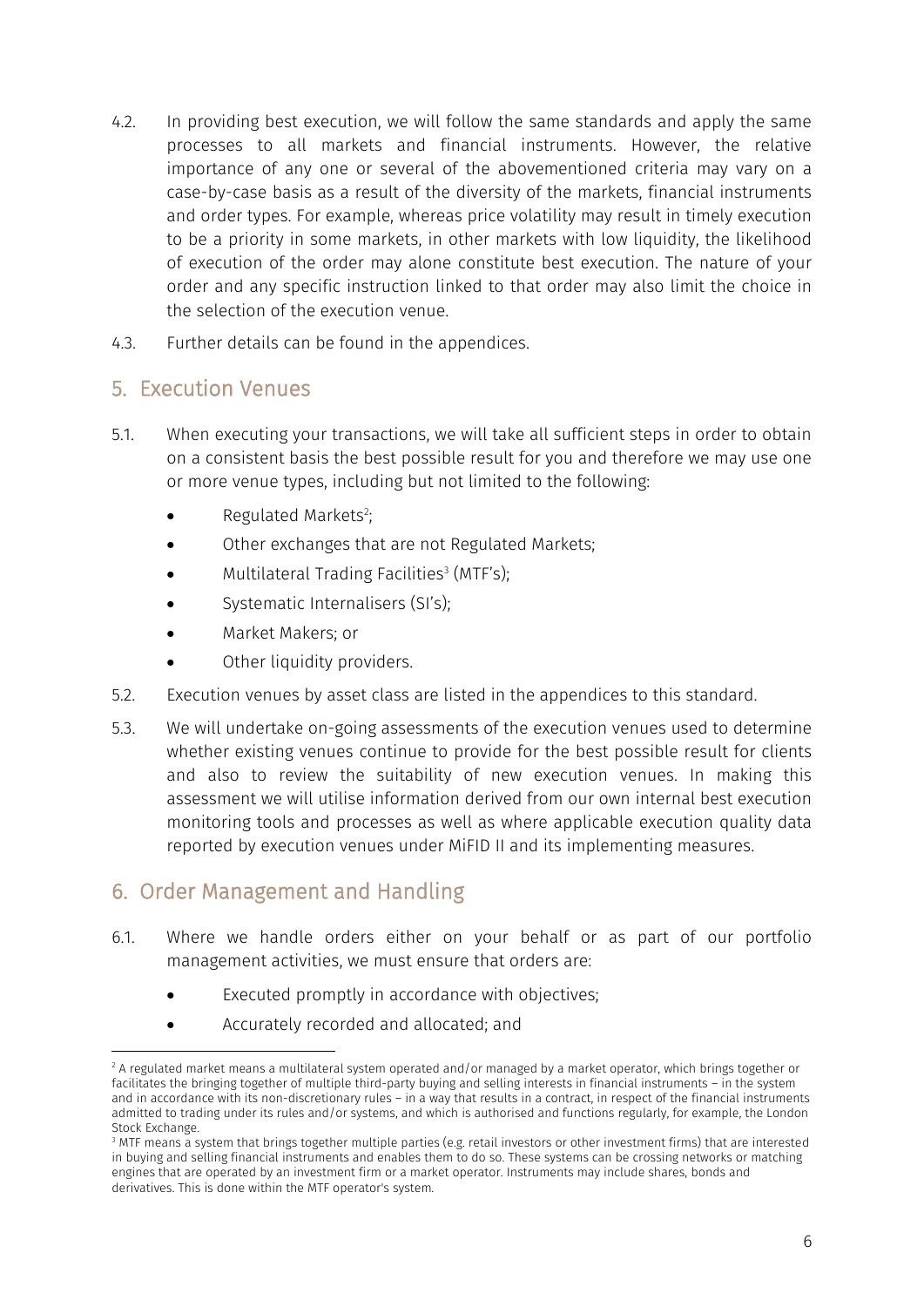4.2. In providing best execution, we will follow the same standards and apply the same processes to all markets and financial instruments. However, the relative importance of any one or several of the abovementioned criteria may vary on a case-by-case basis as a result of the diversity of the markets, financial instruments and order types. For example, whereas price volatility may result in timely execution to be a priority in some markets, in other markets with low liquidity, the likelihood of execution of the order may alone constitute best execution. The nature of your order and any specific instruction linked to that order may also limit the choice in the selection of the execution venue.

4.3. Further details can be found in the appendices.

## 5. Execution Venues

5.1. When executing your transactions, we will take all sufficient steps in order to obtain on a consistent basis the best possible result for you and therefore we may use one or more venue types, including but not limited to the following:

- Regulated Markets[2];
- Other exchanges that are not Regulated Markets;
- Multilateral Trading Facilities[3] (MTF's);
- Systematic Internalisers (SI's);
- Market Makers; or
- Other liquidity providers.

5.2. Execution venues by asset class are listed in the appendices to this standard.

5.3. We will undertake on-going assessments of the execution venues used to determine whether existing venues continue to provide for the best possible result for clients and also to review the suitability of new execution venues. In making this assessment we will utilise information derived from our own internal best execution monitoring tools and processes as well as where applicable execution quality data reported by execution venues under MiFID II and its implementing measures.

## 6. Order Management and Handling

6.1. Where we handle orders either on your behalf or as part of our portfolio management activities, we must ensure that orders are:

- Executed promptly in accordance with objectives;
- Accurately recorded and allocated; and

[2] A regulated market means a multilateral system operated and/or managed by a market operator, which brings together or facilitates the bringing together of multiple third-party buying and selling interests in financial instruments – in the system and in accordance with its non-discretionary rules – in a way that results in a contract, in respect of the financial instruments admitted to trading under its rules and/or systems, and which is authorised and functions regularly, for example, the London Stock Exchange.

[3] MTF means a system that brings together multiple parties (e.g. retail investors or other investment firms) that are interested in buying and selling financial instruments and enables them to do so. These systems can be crossing networks or matching engines that are operated by an investment firm or a market operator. Instruments may include shares, bonds and derivatives. This is done within the MTF operator's system.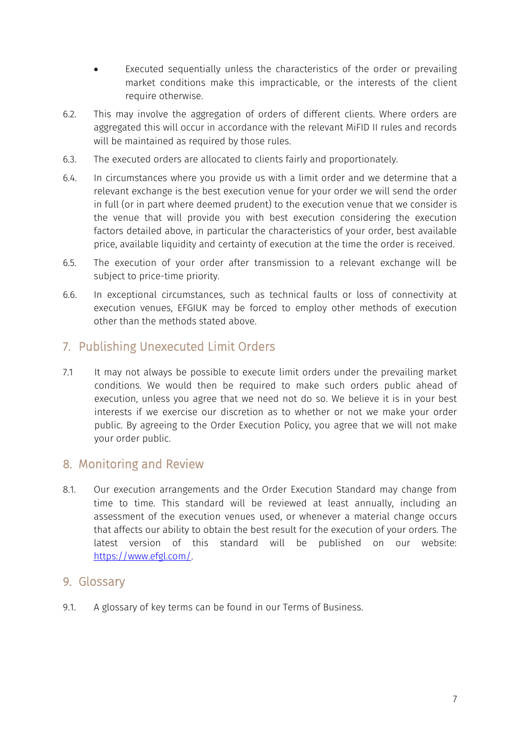- Executed sequentially unless the characteristics of the order or prevailing market conditions make this impracticable, or the interests of the client require otherwise.

6.2. This may involve the aggregation of orders of different clients. Where orders are aggregated this will occur in accordance with the relevant MiFID II rules and records will be maintained as required by those rules.

6.3. The executed orders are allocated to clients fairly and proportionately.

6.4. In circumstances where you provide us with a limit order and we determine that a relevant exchange is the best execution venue for your order we will send the order in full (or in part where deemed prudent) to the execution venue that we consider is the venue that will provide you with best execution considering the execution factors detailed above, in particular the characteristics of your order, best available price, available liquidity and certainty of execution at the time the order is received.

6.5. The execution of your order after transmission to a relevant exchange will be subject to price-time priority.

6.6. In exceptional circumstances, such as technical faults or loss of connectivity at execution venues, EFGIUK may be forced to employ other methods of execution other than the methods stated above.

## 7. Publishing Unexecuted Limit Orders

7.1 It may not always be possible to execute limit orders under the prevailing market conditions. We would then be required to make such orders public ahead of execution, unless you agree that we need not do so. We believe it is in your best interests if we exercise our discretion as to whether or not we make your order public. By agreeing to the Order Execution Policy, you agree that we will not make your order public.

## 8. Monitoring and Review

8.1. Our execution arrangements and the Order Execution Standard may change from time to time. This standard will be reviewed at least annually, including an assessment of the execution venues used, or whenever a material change occurs that affects our ability to obtain the best result for the execution of your orders. The latest version of this standard will be published on our website: [https://www.efgl.com/](https://www.efgl.com/).

## 9. Glossary

9.1. A glossary of key terms can be found in our Terms of Business.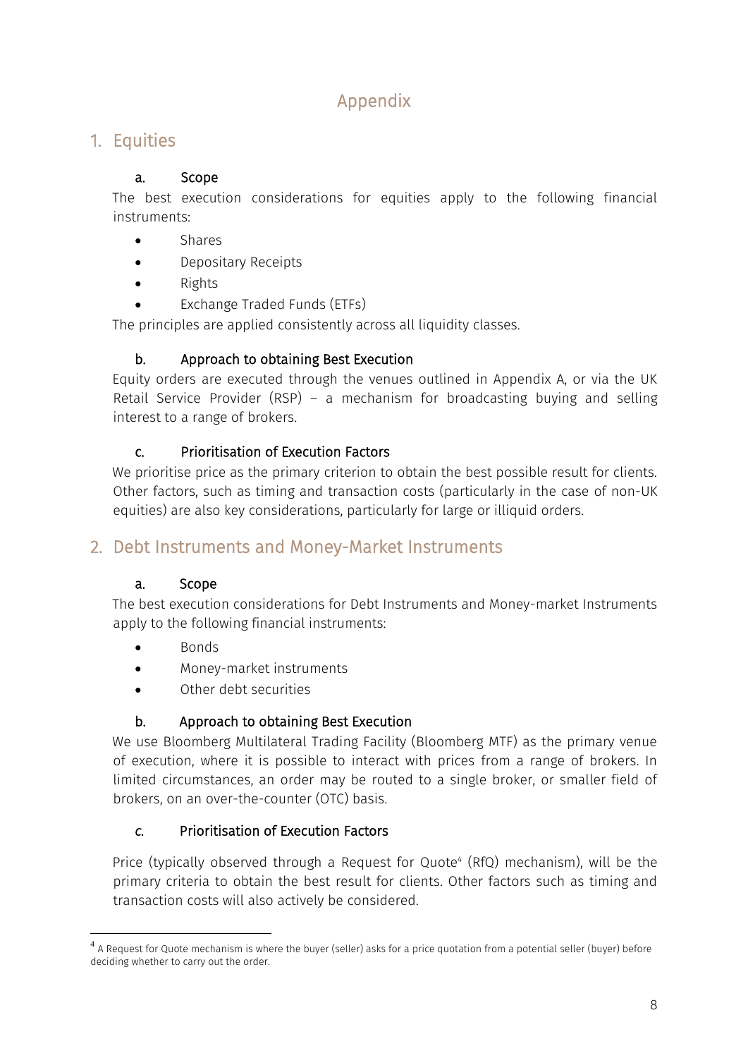# Appendix

## 1. Equities

### a. Scope

The best execution considerations for equities apply to the following financial instruments:

- Shares
- Depositary Receipts
- Rights
- Exchange Traded Funds (ETFs)

The principles are applied consistently across all liquidity classes.

### b. Approach to obtaining Best Execution

Equity orders are executed through the venues outlined in Appendix A, or via the UK Retail Service Provider (RSP) – a mechanism for broadcasting buying and selling interest to a range of brokers.

### c. Prioritisation of Execution Factors

We prioritise price as the primary criterion to obtain the best possible result for clients. Other factors, such as timing and transaction costs (particularly in the case of non-UK equities) are also key considerations, particularly for large or illiquid orders.

## 2. Debt Instruments and Money-Market Instruments

### a. Scope

The best execution considerations for Debt Instruments and Money-market Instruments apply to the following financial instruments:

- Bonds
- Money-market instruments
- Other debt securities

### b. Approach to obtaining Best Execution

We use Bloomberg Multilateral Trading Facility (Bloomberg MTF) as the primary venue of execution, where it is possible to interact with prices from a range of brokers. In limited circumstances, an order may be routed to a single broker, or smaller field of brokers, on an over-the-counter (OTC) basis.

### c. Prioritisation of Execution Factors

Price (typically observed through a Request for Quote[4] (RfQ) mechanism), will be the primary criteria to obtain the best result for clients. Other factors such as timing and transaction costs will also actively be considered.

---

[4] A Request for Quote mechanism is where the buyer (seller) asks for a price quotation from a potential seller (buyer) before deciding whether to carry out the order.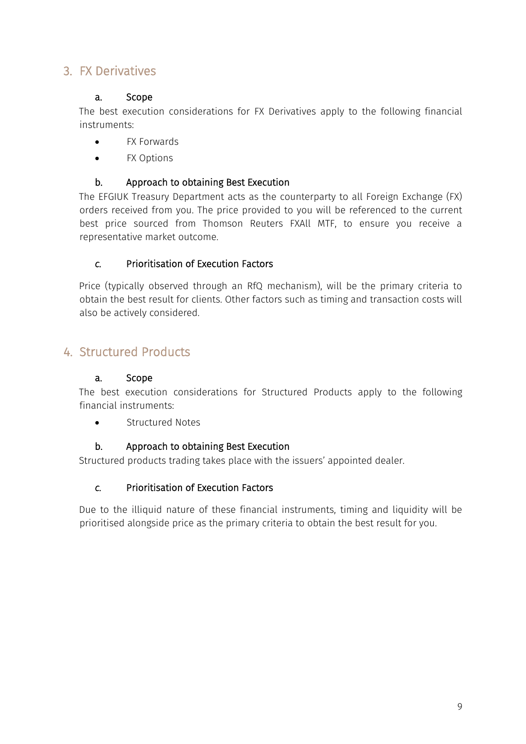## 3. FX Derivatives

### a. Scope

The best execution considerations for FX Derivatives apply to the following financial instruments:

- FX Forwards
- FX Options

### b. Approach to obtaining Best Execution

The EFGIUK Treasury Department acts as the counterparty to all Foreign Exchange (FX) orders received from you. The price provided to you will be referenced to the current best price sourced from Thomson Reuters FXAll MTF, to ensure you receive a representative market outcome.

### c. Prioritisation of Execution Factors

Price (typically observed through an RfQ mechanism), will be the primary criteria to obtain the best result for clients. Other factors such as timing and transaction costs will also be actively considered.

## 4. Structured Products

### a. Scope

The best execution considerations for Structured Products apply to the following financial instruments:

- Structured Notes

### b. Approach to obtaining Best Execution

Structured products trading takes place with the issuers' appointed dealer.

### c. Prioritisation of Execution Factors

Due to the illiquid nature of these financial instruments, timing and liquidity will be prioritised alongside price as the primary criteria to obtain the best result for you.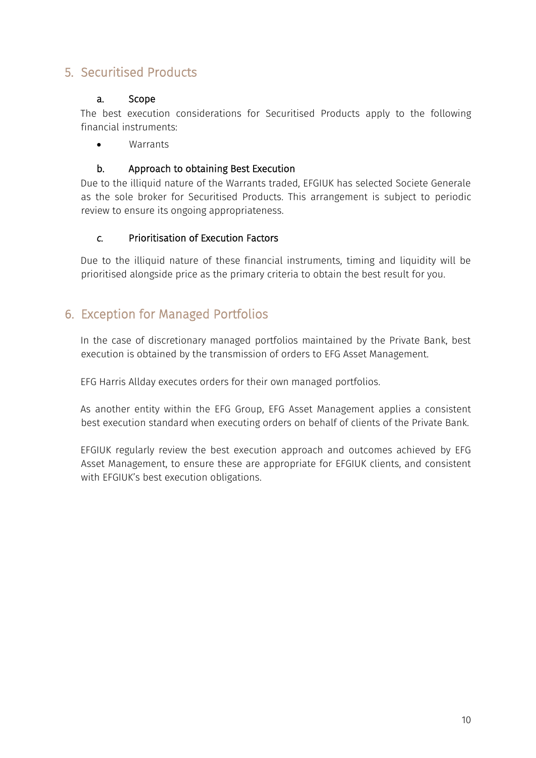## 5. Securitised Products

### a. Scope

The best execution considerations for Securitised Products apply to the following financial instruments:

- Warrants

### b. Approach to obtaining Best Execution

Due to the illiquid nature of the Warrants traded, EFGIUK has selected Societe Generale as the sole broker for Securitised Products. This arrangement is subject to periodic review to ensure its ongoing appropriateness.

### c. Prioritisation of Execution Factors

Due to the illiquid nature of these financial instruments, timing and liquidity will be prioritised alongside price as the primary criteria to obtain the best result for you.

## 6. Exception for Managed Portfolios

In the case of discretionary managed portfolios maintained by the Private Bank, best execution is obtained by the transmission of orders to EFG Asset Management.

EFG Harris Allday executes orders for their own managed portfolios.

As another entity within the EFG Group, EFG Asset Management applies a consistent best execution standard when executing orders on behalf of clients of the Private Bank.

EFGIUK regularly review the best execution approach and outcomes achieved by EFG Asset Management, to ensure these are appropriate for EFGIUK clients, and consistent with EFGIUK's best execution obligations.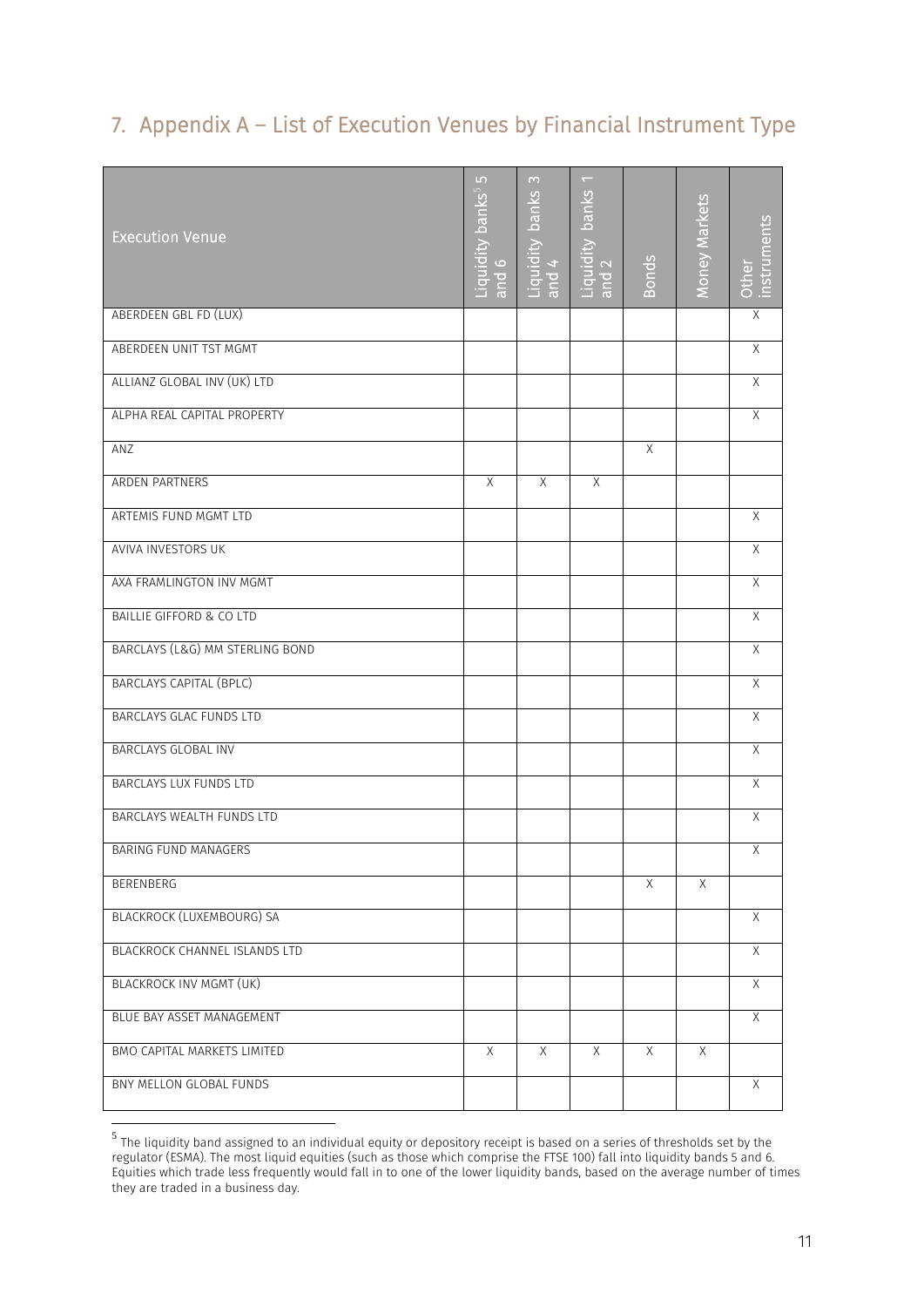## 7. Appendix A – List of Execution Venues by Financial Instrument Type

| Execution Venue | Liquidity banks[5] 5 and 6 | Liquidity banks 3 and 4 | Liquidity banks 1 and 2 | Bonds | Money Markets | Other instruments |
|---|---|---|---|---|---|---|
| ABERDEEN GBL FD (LUX) | | | | | | X |
| ABERDEEN UNIT TST MGMT | | | | | | X |
| ALLIANZ GLOBAL INV (UK) LTD | | | | | | X |
| ALPHA REAL CAPITAL PROPERTY | | | | | | X |
| ANZ | | | | X | | |
| ARDEN PARTNERS | X | X | X | | | |
| ARTEMIS FUND MGMT LTD | | | | | | X |
| AVIVA INVESTORS UK | | | | | | X |
| AXA FRAMLINGTON INV MGMT | | | | | | X |
| BAILLIE GIFFORD & CO LTD | | | | | | X |
| BARCLAYS (L&G) MM STERLING BOND | | | | | | X |
| BARCLAYS CAPITAL (BPLC) | | | | | | X |
| BARCLAYS GLAC FUNDS LTD | | | | | | X |
| BARCLAYS GLOBAL INV | | | | | | X |
| BARCLAYS LUX FUNDS LTD | | | | | | X |
| BARCLAYS WEALTH FUNDS LTD | | | | | | X |
| BARING FUND MANAGERS | | | | | | X |
| BERENBERG | | | | X | X | |
| BLACKROCK (LUXEMBOURG) SA | | | | | | X |
| BLACKROCK CHANNEL ISLANDS LTD | | | | | | X |
| BLACKROCK INV MGMT (UK) | | | | | | X |
| BLUE BAY ASSET MANAGEMENT | | | | | | X |
| BMO CAPITAL MARKETS LIMITED | X | X | X | X | X | |
| BNY MELLON GLOBAL FUNDS | | | | | | X |

[5] The liquidity band assigned to an individual equity or depository receipt is based on a series of thresholds set by the regulator (ESMA). The most liquid equities (such as those which comprise the FTSE 100) fall into liquidity bands 5 and 6. Equities which trade less frequently would fall in to one of the lower liquidity bands, based on the average number of times they are traded in a business day.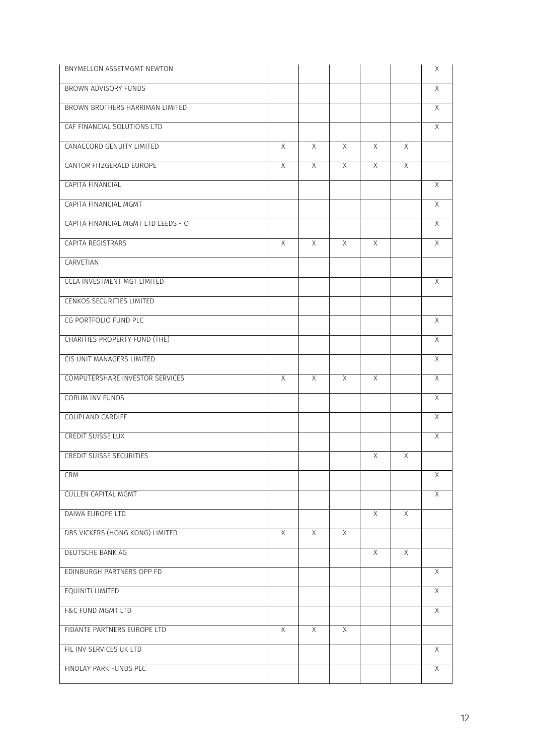| | | | | | | |
|---|---|---|---|---|---|---|
| BNYMELLON ASSETMGMT NEWTON | | | | | | X |
| BROWN ADVISORY FUNDS | | | | | | X |
| BROWN BROTHERS HARRIMAN LIMITED | | | | | | X |
| CAF FINANCIAL SOLUTIONS LTD | | | | | | X |
| CANACCORD GENUITY LIMITED | X | X | X | X | X | |
| CANTOR FITZGERALD EUROPE | X | X | X | X | X | |
| CAPITA FINANCIAL | | | | | | X |
| CAPITA FINANCIAL MGMT | | | | | | X |
| CAPITA FINANCIAL MGMT LTD LEEDS - O | | | | | | X |
| CAPITA REGISTRARS | X | X | X | X | | X |
| CARVETIAN | | | | | | |
| CCLA INVESTMENT MGT LIMITED | | | | | | X |
| CENKOS SECURITIES LIMITED | | | | | | |
| CG PORTFOLIO FUND PLC | | | | | | X |
| CHARITIES PROPERTY FUND (THE) | | | | | | X |
| CIS UNIT MANAGERS LIMITED | | | | | | X |
| COMPUTERSHARE INVESTOR SERVICES | X | X | X | X | | X |
| CORUM INV FUNDS | | | | | | X |
| COUPLAND CARDIFF | | | | | | X |
| CREDIT SUISSE LUX | | | | | | X |
| CREDIT SUISSE SECURITIES | | | | X | X | |
| CRM | | | | | | X |
| CULLEN CAPITAL MGMT | | | | | | X |
| DAIWA EUROPE LTD | | | | X | X | |
| DBS VICKERS (HONG KONG) LIMITED | X | X | X | | | |
| DEUTSCHE BANK AG | | | | X | X | |
| EDINBURGH PARTNERS OPP FD | | | | | | X |
| EQUINITI LIMITED | | | | | | X |
| F&C FUND MGMT LTD | | | | | | X |
| FIDANTE PARTNERS EUROPE LTD | X | X | X | | | |
| FIL INV SERVICES UK LTD | | | | | | X |
| FINDLAY PARK FUNDS PLC | | | | | | X |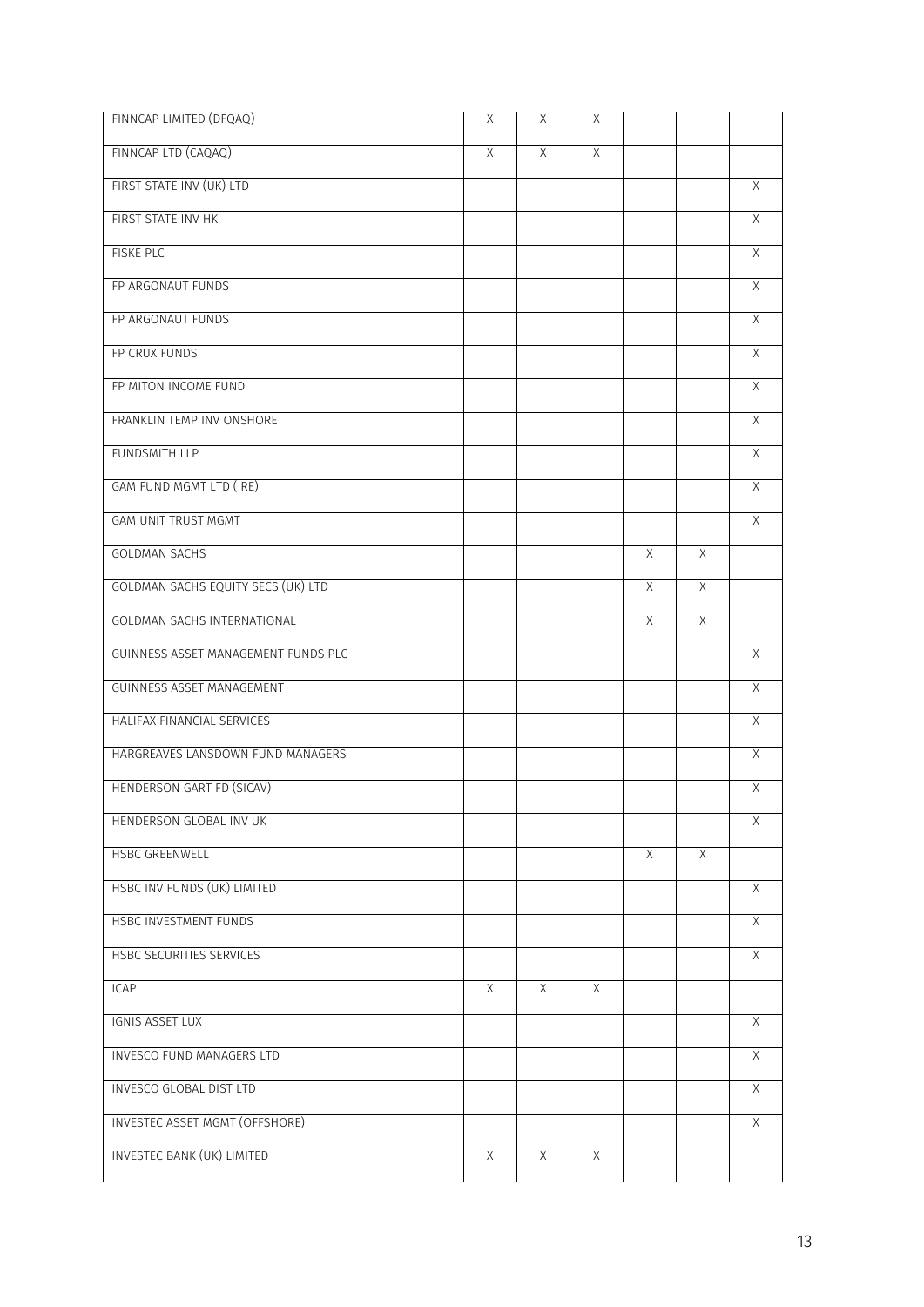| | | | | | | |
|---|---|---|---|---|---|---|
| FINNCAP LIMITED (DFQAQ) | X | X | X | | | |
| FINNCAP LTD (CAQAQ) | X | X | X | | | |
| FIRST STATE INV (UK) LTD | | | | | | X |
| FIRST STATE INV HK | | | | | | X |
| FISKE PLC | | | | | | X |
| FP ARGONAUT FUNDS | | | | | | X |
| FP ARGONAUT FUNDS | | | | | | X |
| FP CRUX FUNDS | | | | | | X |
| FP MITON INCOME FUND | | | | | | X |
| FRANKLIN TEMP INV ONSHORE | | | | | | X |
| FUNDSMITH LLP | | | | | | X |
| GAM FUND MGMT LTD (IRE) | | | | | | X |
| GAM UNIT TRUST MGMT | | | | | | X |
| GOLDMAN SACHS | | | | X | X | |
| GOLDMAN SACHS EQUITY SECS (UK) LTD | | | | X | X | |
| GOLDMAN SACHS INTERNATIONAL | | | | X | X | |
| GUINNESS ASSET MANAGEMENT FUNDS PLC | | | | | | X |
| GUINNESS ASSET MANAGEMENT | | | | | | X |
| HALIFAX FINANCIAL SERVICES | | | | | | X |
| HARGREAVES LANSDOWN FUND MANAGERS | | | | | | X |
| HENDERSON GART FD (SICAV) | | | | | | X |
| HENDERSON GLOBAL INV UK | | | | | | X |
| HSBC GREENWELL | | | | X | X | |
| HSBC INV FUNDS (UK) LIMITED | | | | | | X |
| HSBC INVESTMENT FUNDS | | | | | | X |
| HSBC SECURITIES SERVICES | | | | | | X |
| ICAP | X | X | X | | | |
| IGNIS ASSET LUX | | | | | | X |
| INVESCO FUND MANAGERS LTD | | | | | | X |
| INVESCO GLOBAL DIST LTD | | | | | | X |
| INVESTEC ASSET MGMT (OFFSHORE) | | | | | | X |
| INVESTEC BANK (UK) LIMITED | X | X | X | | | |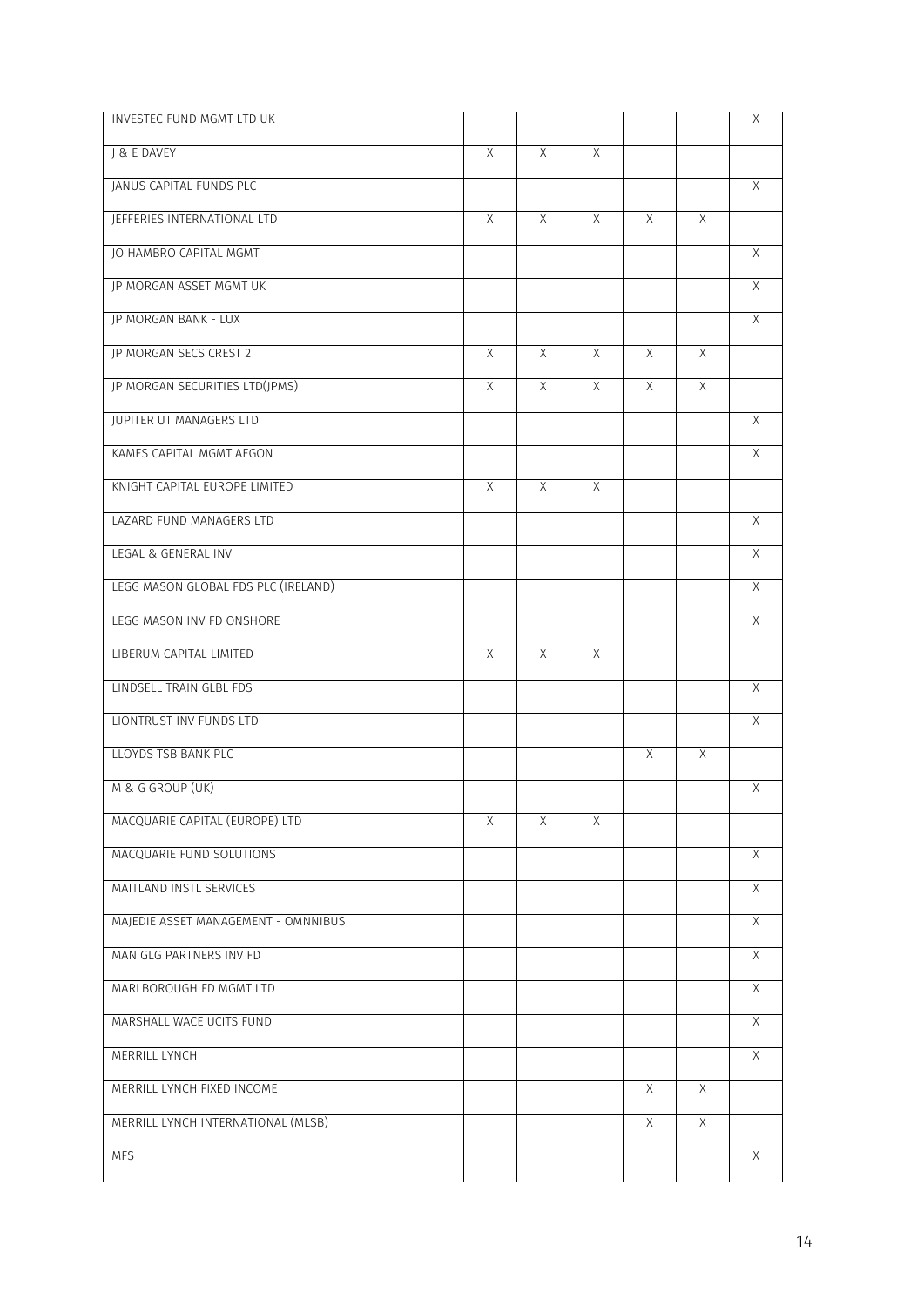| | | | | | | |
|---|---|---|---|---|---|---|
| INVESTEC FUND MGMT LTD UK | | | | | | X |
| J & E DAVEY | X | X | X | | | |
| JANUS CAPITAL FUNDS PLC | | | | | | X |
| JEFFERIES INTERNATIONAL LTD | X | X | X | X | X | |
| JO HAMBRO CAPITAL MGMT | | | | | | X |
| JP MORGAN ASSET MGMT UK | | | | | | X |
| JP MORGAN BANK - LUX | | | | | | X |
| JP MORGAN SECS CREST 2 | X | X | X | X | X | |
| JP MORGAN SECURITIES LTD(JPMS) | X | X | X | X | X | |
| JUPITER UT MANAGERS LTD | | | | | | X |
| KAMES CAPITAL MGMT AEGON | | | | | | X |
| KNIGHT CAPITAL EUROPE LIMITED | X | X | X | | | |
| LAZARD FUND MANAGERS LTD | | | | | | X |
| LEGAL & GENERAL INV | | | | | | X |
| LEGG MASON GLOBAL FDS PLC (IRELAND) | | | | | | X |
| LEGG MASON INV FD ONSHORE | | | | | | X |
| LIBERUM CAPITAL LIMITED | X | X | X | | | |
| LINDSELL TRAIN GLBL FDS | | | | | | X |
| LIONTRUST INV FUNDS LTD | | | | | | X |
| LLOYDS TSB BANK PLC | | | | X | X | |
| M & G GROUP (UK) | | | | | | X |
| MACQUARIE CAPITAL (EUROPE) LTD | X | X | X | | | |
| MACQUARIE FUND SOLUTIONS | | | | | | X |
| MAITLAND INSTL SERVICES | | | | | | X |
| MAJEDIE ASSET MANAGEMENT - OMNNIBUS | | | | | | X |
| MAN GLG PARTNERS INV FD | | | | | | X |
| MARLBOROUGH FD MGMT LTD | | | | | | X |
| MARSHALL WACE UCITS FUND | | | | | | X |
| MERRILL LYNCH | | | | | | X |
| MERRILL LYNCH FIXED INCOME | | | | X | X | |
| MERRILL LYNCH INTERNATIONAL (MLSB) | | | | X | X | |
| MFS | | | | | | X |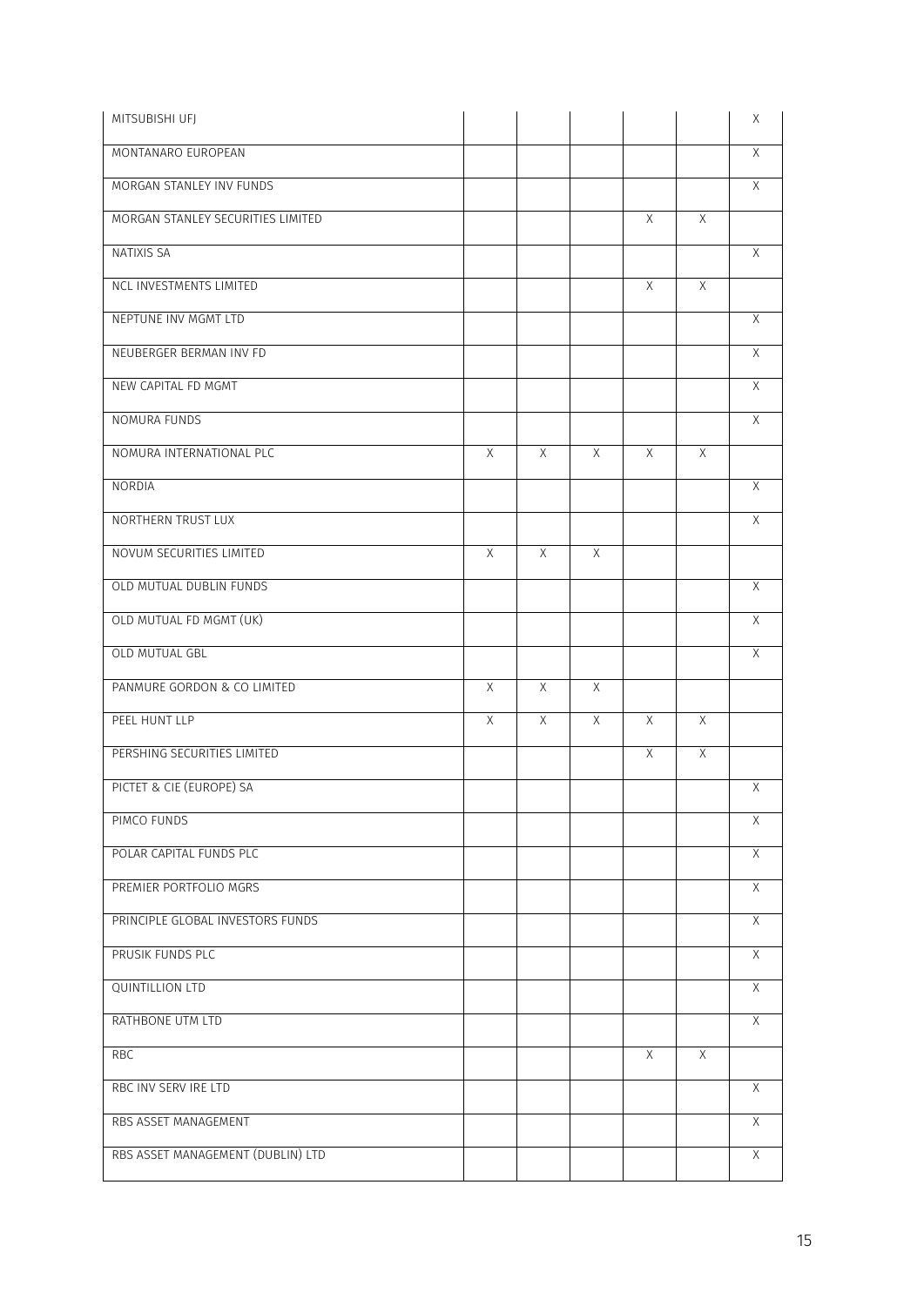| | | | | | | |
|---|---|---|---|---|---|---|
| MITSUBISHI UFJ | | | | | | X |
| MONTANARO EUROPEAN | | | | | | X |
| MORGAN STANLEY INV FUNDS | | | | | | X |
| MORGAN STANLEY SECURITIES LIMITED | | | | X | X | |
| NATIXIS SA | | | | | | X |
| NCL INVESTMENTS LIMITED | | | | X | X | |
| NEPTUNE INV MGMT LTD | | | | | | X |
| NEUBERGER BERMAN INV FD | | | | | | X |
| NEW CAPITAL FD MGMT | | | | | | X |
| NOMURA FUNDS | | | | | | X |
| NOMURA INTERNATIONAL PLC | X | X | X | X | X | |
| NORDIA | | | | | | X |
| NORTHERN TRUST LUX | | | | | | X |
| NOVUM SECURITIES LIMITED | X | X | X | | | |
| OLD MUTUAL DUBLIN FUNDS | | | | | | X |
| OLD MUTUAL FD MGMT (UK) | | | | | | X |
| OLD MUTUAL GBL | | | | | | X |
| PANMURE GORDON & CO LIMITED | X | X | X | | | |
| PEEL HUNT LLP | X | X | X | X | X | |
| PERSHING SECURITIES LIMITED | | | | X | X | |
| PICTET & CIE (EUROPE) SA | | | | | | X |
| PIMCO FUNDS | | | | | | X |
| POLAR CAPITAL FUNDS PLC | | | | | | X |
| PREMIER PORTFOLIO MGRS | | | | | | X |
| PRINCIPLE GLOBAL INVESTORS FUNDS | | | | | | X |
| PRUSIK FUNDS PLC | | | | | | X |
| QUINTILLION LTD | | | | | | X |
| RATHBONE UTM LTD | | | | | | X |
| RBC | | | | X | X | |
| RBC INV SERV IRE LTD | | | | | | X |
| RBS ASSET MANAGEMENT | | | | | | X |
| RBS ASSET MANAGEMENT (DUBLIN) LTD | | | | | | X |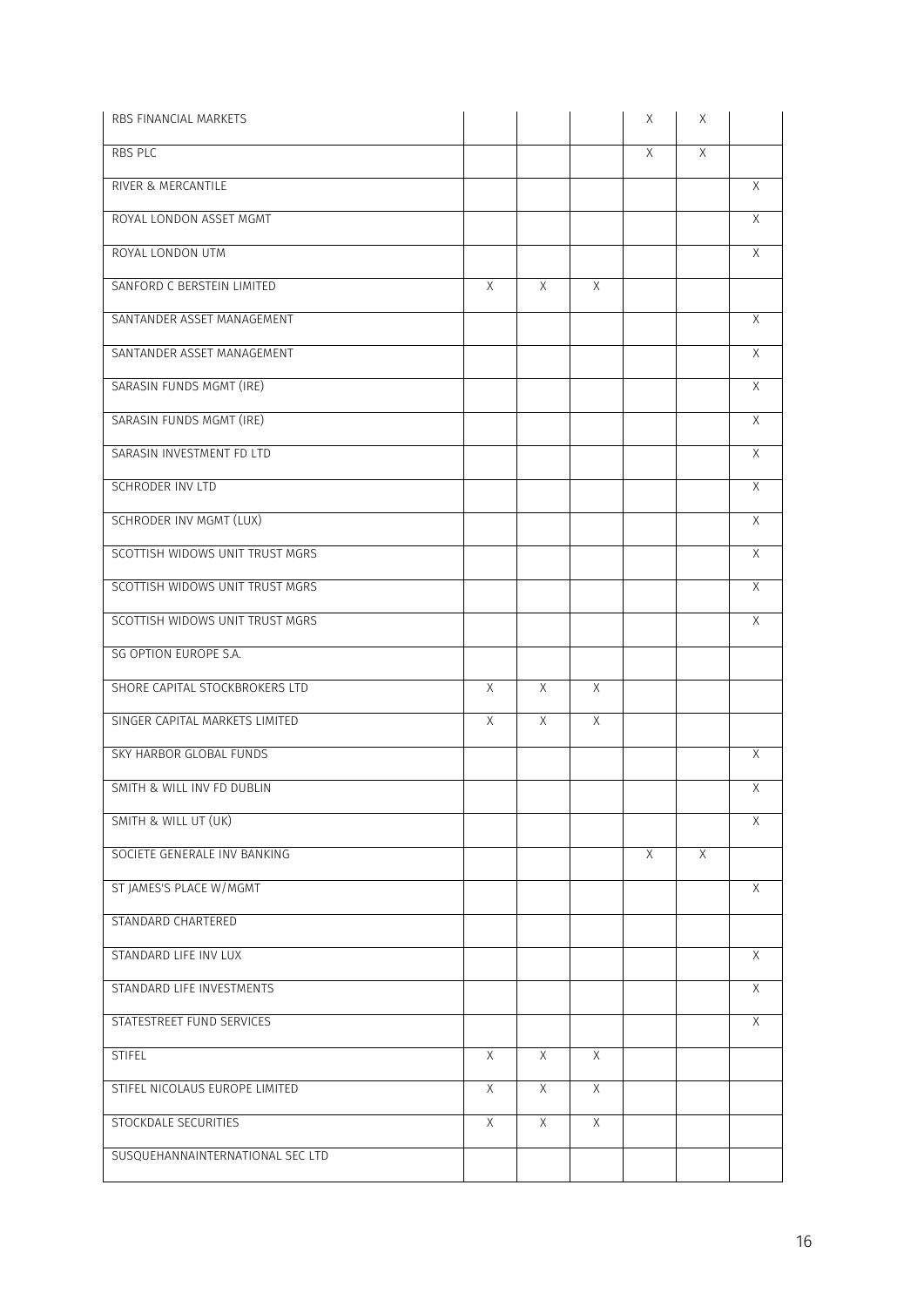| | | | | | | |
|---|---|---|---|---|---|---|
| RBS FINANCIAL MARKETS | | | | X | X | |
| RBS PLC | | | | X | X | |
| RIVER & MERCANTILE | | | | | | X |
| ROYAL LONDON ASSET MGMT | | | | | | X |
| ROYAL LONDON UTM | | | | | | X |
| SANFORD C BERSTEIN LIMITED | X | X | X | | | |
| SANTANDER ASSET MANAGEMENT | | | | | | X |
| SANTANDER ASSET MANAGEMENT | | | | | | X |
| SARASIN FUNDS MGMT (IRE) | | | | | | X |
| SARASIN FUNDS MGMT (IRE) | | | | | | X |
| SARASIN INVESTMENT FD LTD | | | | | | X |
| SCHRODER INV LTD | | | | | | X |
| SCHRODER INV MGMT (LUX) | | | | | | X |
| SCOTTISH WIDOWS UNIT TRUST MGRS | | | | | | X |
| SCOTTISH WIDOWS UNIT TRUST MGRS | | | | | | X |
| SCOTTISH WIDOWS UNIT TRUST MGRS | | | | | | X |
| SG OPTION EUROPE S.A. | | | | | | |
| SHORE CAPITAL STOCKBROKERS LTD | X | X | X | | | |
| SINGER CAPITAL MARKETS LIMITED | X | X | X | | | |
| SKY HARBOR GLOBAL FUNDS | | | | | | X |
| SMITH & WILL INV FD DUBLIN | | | | | | X |
| SMITH & WILL UT (UK) | | | | | | X |
| SOCIETE GENERALE INV BANKING | | | | X | X | |
| ST JAMES'S PLACE W/MGMT | | | | | | X |
| STANDARD CHARTERED | | | | | | |
| STANDARD LIFE INV LUX | | | | | | X |
| STANDARD LIFE INVESTMENTS | | | | | | X |
| STATESTREET FUND SERVICES | | | | | | X |
| STIFEL | X | X | X | | | |
| STIFEL NICOLAUS EUROPE LIMITED | X | X | X | | | |
| STOCKDALE SECURITIES | X | X | X | | | |
| SUSQUEHANNAINTERNATIONAL SEC LTD | | | | | | |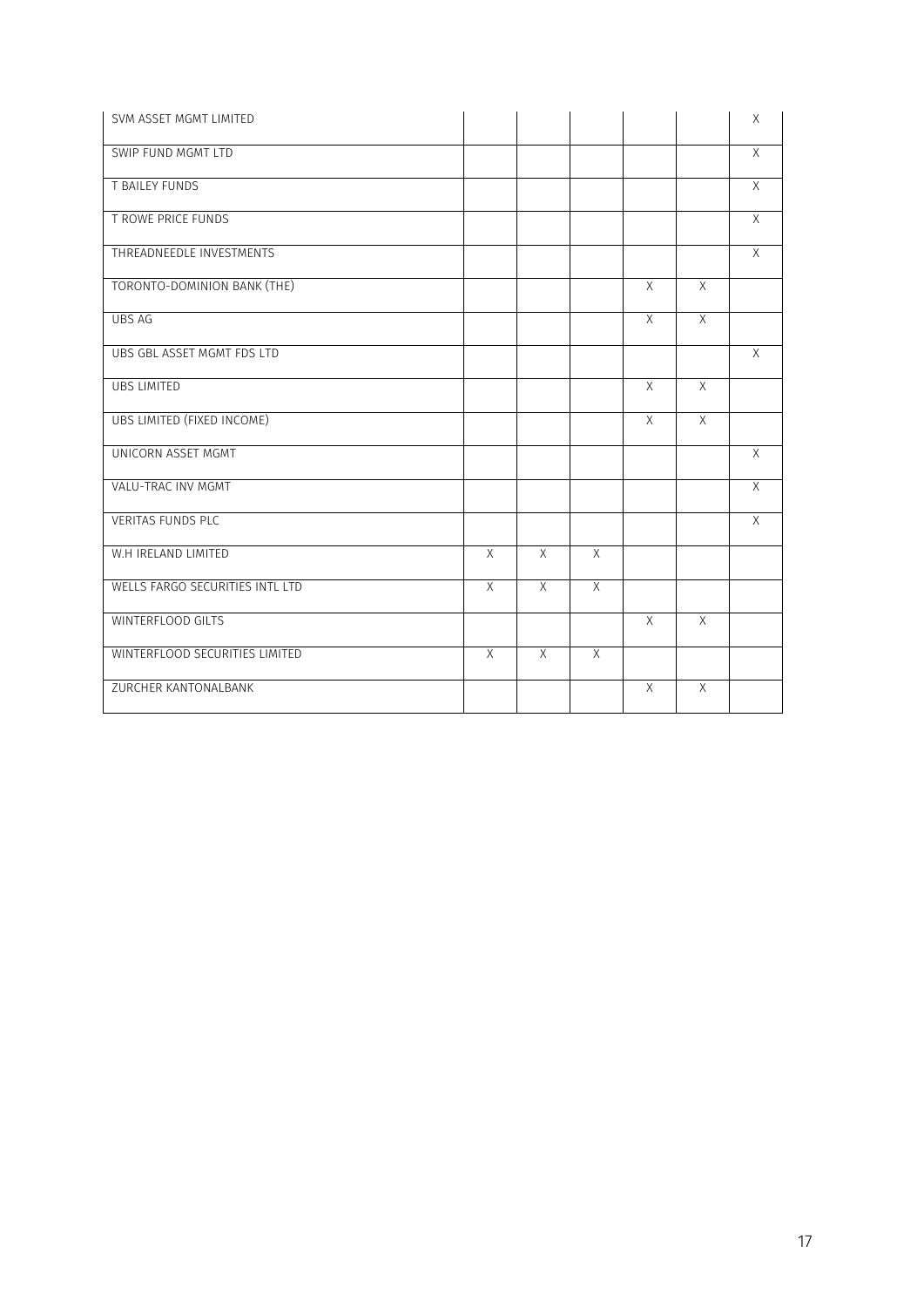| | | | | | | |
|---|---|---|---|---|---|---|
| SVM ASSET MGMT LIMITED | | | | | | X |
| SWIP FUND MGMT LTD | | | | | | X |
| T BAILEY FUNDS | | | | | | X |
| T ROWE PRICE FUNDS | | | | | | X |
| THREADNEEDLE INVESTMENTS | | | | | | X |
| TORONTO-DOMINION BANK (THE) | | | | X | X | |
| UBS AG | | | | X | X | |
| UBS GBL ASSET MGMT FDS LTD | | | | | | X |
| UBS LIMITED | | | | X | X | |
| UBS LIMITED (FIXED INCOME) | | | | X | X | |
| UNICORN ASSET MGMT | | | | | | X |
| VALU-TRAC INV MGMT | | | | | | X |
| VERITAS FUNDS PLC | | | | | | X |
| W.H IRELAND LIMITED | X | X | X | | | |
| WELLS FARGO SECURITIES INTL LTD | X | X | X | | | |
| WINTERFLOOD GILTS | | | | X | X | |
| WINTERFLOOD SECURITIES LIMITED | X | X | X | | | |
| ZURCHER KANTONALBANK | | | | X | X | |